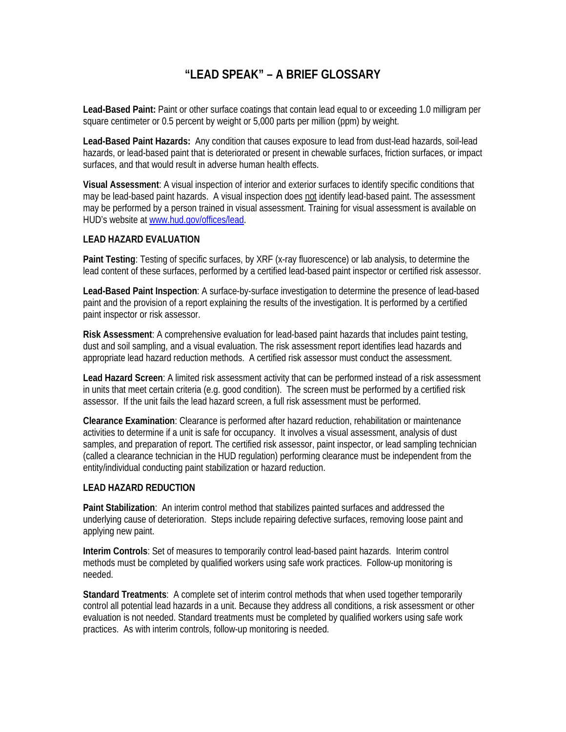# "LEAD SPEAK" – A BRIEF GLOSSARY

**Lead-Based Paint:** Paint or other surface coatings that contain lead equal to or exceeding 1.0 milligram per square centimeter or 0.5 percent by weight or 5,000 parts per million (ppm) by weight.

**Lead-Based Paint Hazards:** Any condition that causes exposure to lead from dust-lead hazards, soil-lead hazards, or lead-based paint that is deteriorated or present in chewable surfaces, friction surfaces, or impact surfaces, and that would result in adverse human health effects.

**Visual Assessment**: A visual inspection of interior and exterior surfaces to identify specific conditions that may be lead-based paint hazards. A visual inspection does not identify lead-based paint. The assessment may be performed by a person trained in visual assessment. Training for visual assessment is available on HUD's website at [www.hud.gov/offices/lead](www.hud.gov/offices/lead).

## LEAD HAZARD EVALUATION

**Paint Testing**: Testing of specific surfaces, by XRF (x-ray fluorescence) or lab analysis, to determine the lead content of these surfaces, performed by a certified lead-based paint inspector or certified risk assessor.

**Lead-Based Paint Inspection**: A surface-by-surface investigation to determine the presence of lead-based paint and the provision of a report explaining the results of the investigation. It is performed by a certified paint inspector or risk assessor.

**Risk Assessment**: A comprehensive evaluation for lead-based paint hazards that includes paint testing, dust and soil sampling, and a visual evaluation. The risk assessment report identifies lead hazards and appropriate lead hazard reduction methods. A certified risk assessor must conduct the assessment.

**Lead Hazard Screen**: A limited risk assessment activity that can be performed instead of a risk assessment in units that meet certain criteria (e.g. good condition). The screen must be performed by a certified risk assessor. If the unit fails the lead hazard screen, a full risk assessment must be performed.

**Clearance Examination**: Clearance is performed after hazard reduction, rehabilitation or maintenance activities to determine if a unit is safe for occupancy. It involves a visual assessment, analysis of dust samples, and preparation of report. The certified risk assessor, paint inspector, or lead sampling technician (called a clearance technician in the HUD regulation) performing clearance must be independent from the entity/individual conducting paint stabilization or hazard reduction.

## LEAD HAZARD REDUCTION

**Paint Stabilization**: An interim control method that stabilizes painted surfaces and addressed the underlying cause of deterioration. Steps include repairing defective surfaces, removing loose paint and applying new paint.

**Interim Controls**: Set of measures to temporarily control lead-based paint hazards. Interim control methods must be completed by qualified workers using safe work practices. Follow-up monitoring is needed.

**Standard Treatments**: A complete set of interim control methods that when used together temporarily control all potential lead hazards in a unit. Because they address all conditions, a risk assessment or other evaluation is not needed. Standard treatments must be completed by qualified workers using safe work practices. As with interim controls, follow-up monitoring is needed.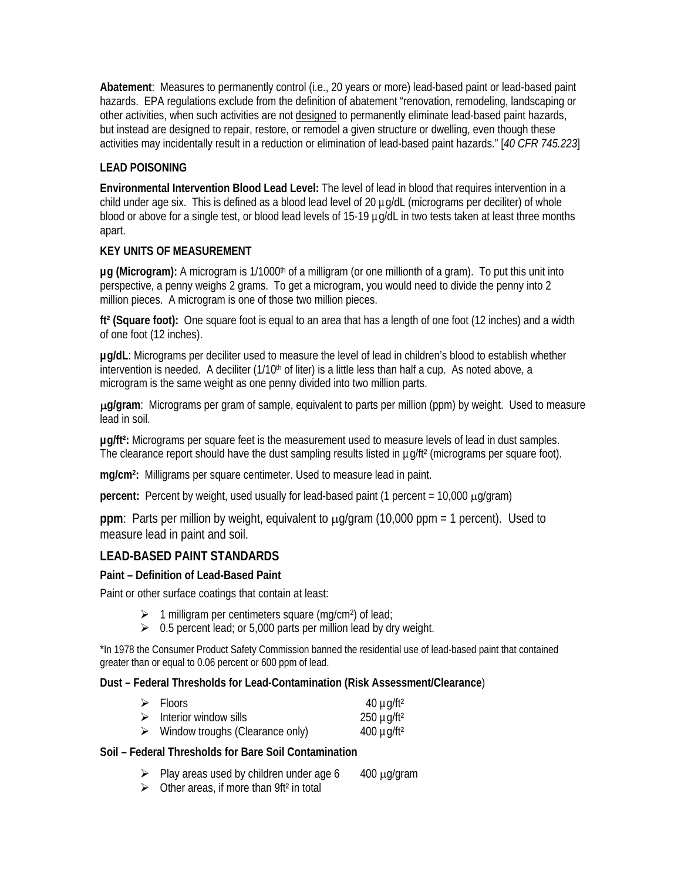**Abatement**: Measures to permanently control (i.e., 20 years or more) lead-based paint or lead-based paint hazards. EPA regulations exclude from the definition of abatement "renovation, remodeling, landscaping or other activities, when such activities are not designed to permanently eliminate lead-based paint hazards, but instead are designed to repair, restore, or remodel a given structure or dwelling, even though these activities may incidentally result in a reduction or elimination of lead-based paint hazards." [*40 CFR 745.223*]

**LEAD POISONING**

**Environmental Intervention Blood Lead Level:** The level of lead in blood that requires intervention in a child under age six. This is defined as a blood lead level of 20 µg/dL (micrograms per deciliter) of whole blood or above for a single test, or blood lead levels of 15-19 µg/dL in two tests taken at least three months apart.

**KEY UNITS OF MEASUREMENT**

**µg (Microgram):** A microgram is 1/1000th of a milligram (or one millionth of a gram). To put this unit into perspective, a penny weighs 2 grams. To get a microgram, you would need to divide the penny into 2 million pieces. A microgram is one of those two million pieces.

**ft² (Square foot):** One square foot is equal to an area that has a length of one foot (12 inches) and a width of one foot (12 inches).

**µg/dL**: Micrograms per deciliter used to measure the level of lead in children's blood to establish whether intervention is needed. A deciliter (1/10th of liter) is a little less than half a cup. As noted above, a microgram is the same weight as one penny divided into two million parts.

**µg/gram**: Micrograms per gram of sample, equivalent to parts per million (ppm) by weight. Used to measure lead in soil.

**µg/ft²:** Micrograms per square feet is the measurement used to measure levels of lead in dust samples. The clearance report should have the dust sampling results listed in µg/ft² (micrograms per square foot).

**mg/cm²:** Milligrams per square centimeter. Used to measure lead in paint.

**percent:** Percent by weight, used usually for lead-based paint (1 percent = 10,000 µg/gram)

**ppm**: Parts per million by weight, equivalent to µg/gram (10,000 ppm = 1 percent). Used to measure lead in paint and soil.

## LEAD-BASED PAINT STANDARDS

### Paint – Definition of Lead-Based Paint

Paint or other surface coatings that contain at least:

- 1 milligram per centimeters square (mg/cm²) of lead;
- 0.5 percent lead; or 5,000 parts per million lead by dry weight.

*In 1978 the Consumer Product Safety Commission banned the residential use of lead-based paint that contained greater than or equal to 0.06 percent or 600 ppm of lead.

### Dust – Federal Thresholds for Lead-Contamination (Risk Assessment/Clearance)

- Floors 40 µg/ft²
- Interior window sills 250 µg/ft²
- Window troughs (Clearance only) 400 µg/ft²

### Soil – Federal Thresholds for Bare Soil Contamination

- Play areas used by children under age 6 400 µg/gram
- Other areas, if more than 9ft² in total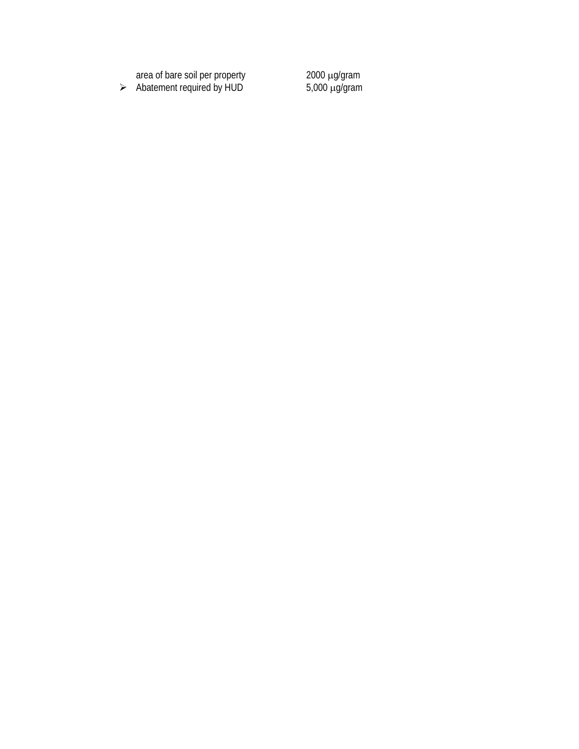area of bare soil per property 2000 μg/gram

- Abatement required by HUD 5,000 μg/gram